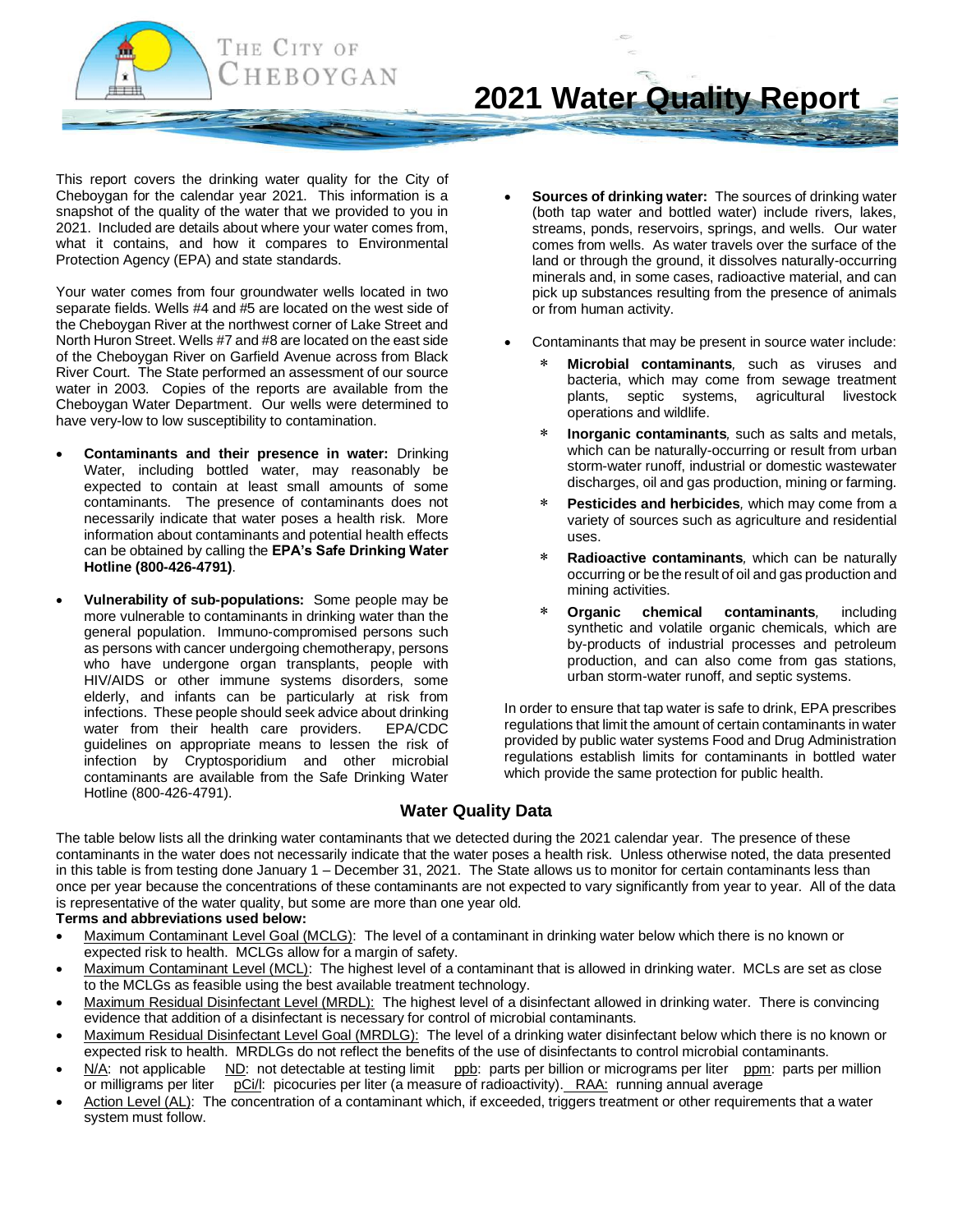# 2021 Water Quality Report

The City of Cheboygan

This report covers the drinking water quality for the City of Cheboygan for the calendar year 2021. This information is a snapshot of the quality of the water that we provided to you in 2021. Included are details about where your water comes from, what it contains, and how it compares to Environmental Protection Agency (EPA) and state standards.

Your water comes from four groundwater wells located in two separate fields. Wells #4 and #5 are located on the west side of the Cheboygan River at the northwest corner of Lake Street and North Huron Street. Wells #7 and #8 are located on the east side of the Cheboygan River on Garfield Avenue across from Black River Court. The State performed an assessment of our source water in 2003. Copies of the reports are available from the Cheboygan Water Department. Our wells were determined to have very-low to low susceptibility to contamination.

- **Contaminants and their presence in water:** Drinking Water, including bottled water, may reasonably be expected to contain at least small amounts of some contaminants. The presence of contaminants does not necessarily indicate that water poses a health risk. More information about contaminants and potential health effects can be obtained by calling the **EPA's Safe Drinking Water Hotline (800-426-4791)**.

- **Vulnerability of sub-populations:** Some people may be more vulnerable to contaminants in drinking water than the general population. Immuno-compromised persons such as persons with cancer undergoing chemotherapy, persons who have undergone organ transplants, people with HIV/AIDS or other immune systems disorders, some elderly, and infants can be particularly at risk from infections. These people should seek advice about drinking water from their health care providers. EPA/CDC guidelines on appropriate means to lessen the risk of infection by Cryptosporidium and other microbial contaminants are available from the Safe Drinking Water Hotline (800-426-4791).

- **Sources of drinking water:** The sources of drinking water (both tap water and bottled water) include rivers, lakes, streams, ponds, reservoirs, springs, and wells. Our water comes from wells. As water travels over the surface of the land or through the ground, it dissolves naturally-occurring minerals and, in some cases, radioactive material, and can pick up substances resulting from the presence of animals or from human activity.

- Contaminants that may be present in source water include:
  - **Microbial contaminants**, such as viruses and bacteria, which may come from sewage treatment plants, septic systems, agricultural livestock operations and wildlife.
  - **Inorganic contaminants**, such as salts and metals, which can be naturally-occurring or result from urban storm-water runoff, industrial or domestic wastewater discharges, oil and gas production, mining or farming.
  - **Pesticides and herbicides**, which may come from a variety of sources such as agriculture and residential uses.
  - **Radioactive contaminants**, which can be naturally occurring or be the result of oil and gas production and mining activities.
  - **Organic chemical contaminants**, including synthetic and volatile organic chemicals, which are by-products of industrial processes and petroleum production, and can also come from gas stations, urban storm-water runoff, and septic systems.

In order to ensure that tap water is safe to drink, EPA prescribes regulations that limit the amount of certain contaminants in water provided by public water systems Food and Drug Administration regulations establish limits for contaminants in bottled water which provide the same protection for public health.

## Water Quality Data

The table below lists all the drinking water contaminants that we detected during the 2021 calendar year. The presence of these contaminants in the water does not necessarily indicate that the water poses a health risk. Unless otherwise noted, the data presented in this table is from testing done January 1 – December 31, 2021. The State allows us to monitor for certain contaminants less than once per year because the concentrations of these contaminants are not expected to vary significantly from year to year. All of the data is representative of the water quality, but some are more than one year old.

**Terms and abbreviations used below:**

- Maximum Contaminant Level Goal (MCLG): The level of a contaminant in drinking water below which there is no known or expected risk to health. MCLGs allow for a margin of safety.
- Maximum Contaminant Level (MCL): The highest level of a contaminant that is allowed in drinking water. MCLs are set as close to the MCLGs as feasible using the best available treatment technology.
- Maximum Residual Disinfectant Level (MRDL): The highest level of a disinfectant allowed in drinking water. There is convincing evidence that addition of a disinfectant is necessary for control of microbial contaminants.
- Maximum Residual Disinfectant Level Goal (MRDLG): The level of a drinking water disinfectant below which there is no known or expected risk to health. MRDLGs do not reflect the benefits of the use of disinfectants to control microbial contaminants.
- N/A: not applicable ND: not detectable at testing limit ppb: parts per billion or micrograms per liter ppm: parts per million or milligrams per liter pCi/l: picocuries per liter (a measure of radioactivity). RAA: running annual average
- Action Level (AL): The concentration of a contaminant which, if exceeded, triggers treatment or other requirements that a water system must follow.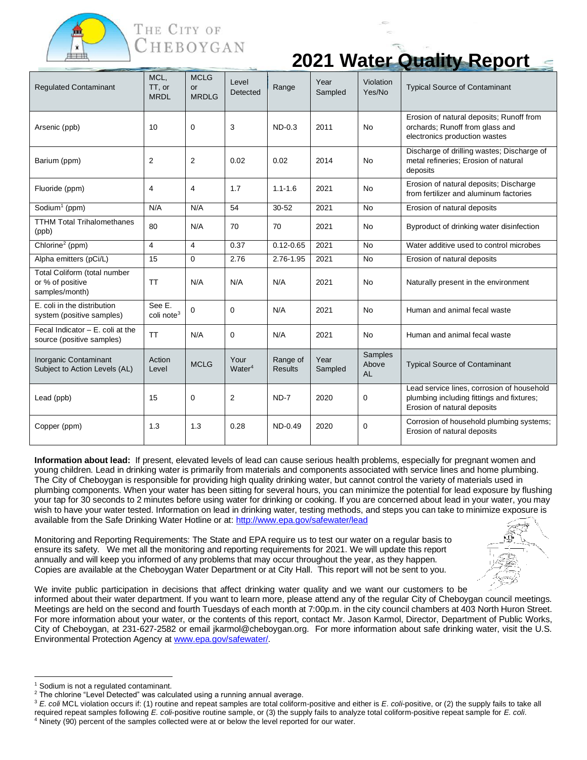# The City of Cheboygan

# 2021 Water Quality Report

| Regulated Contaminant | MCL, TT, or MRDL | MCLG or MRDLG | Level Detected | Range | Year Sampled | Violation Yes/No | Typical Source of Contaminant |
|---|---|---|---|---|---|---|---|
| Arsenic (ppb) | 10 | 0 | 3 | ND-0.3 | 2011 | No | Erosion of natural deposits; Runoff from orchards; Runoff from glass and electronics production wastes |
| Barium (ppm) | 2 | 2 | 0.02 | 0.02 | 2014 | No | Discharge of drilling wastes; Discharge of metal refineries; Erosion of natural deposits |
| Fluoride (ppm) | 4 | 4 | 1.7 | 1.1-1.6 | 2021 | No | Erosion of natural deposits; Discharge from fertilizer and aluminum factories |
| Sodium[1] (ppm) | N/A | N/A | 54 | 30-52 | 2021 | No | Erosion of natural deposits |
| TTHM Total Trihalomethanes (ppb) | 80 | N/A | 70 | 70 | 2021 | No | Byproduct of drinking water disinfection |
| Chlorine[2] (ppm) | 4 | 4 | 0.37 | 0.12-0.65 | 2021 | No | Water additive used to control microbes |
| Alpha emitters (pCi/L) | 15 | 0 | 2.76 | 2.76-1.95 | 2021 | No | Erosion of natural deposits |
| Total Coliform (total number or % of positive samples/month) | TT | N/A | N/A | N/A | 2021 | No | Naturally present in the environment |
| E. coli in the distribution system (positive samples) | See E. coli note[3] | 0 | 0 | N/A | 2021 | No | Human and animal fecal waste |
| Fecal Indicator – E. coli at the source (positive samples) | TT | N/A | 0 | N/A | 2021 | No | Human and animal fecal waste |
| **Inorganic Contaminant Subject to Action Levels (AL)** | **Action Level** | **MCLG** | **Your Water[4]** | **Range of Results** | **Year Sampled** | **Samples Above AL** | **Typical Source of Contaminant** |
| Lead (ppb) | 15 | 0 | 2 | ND-7 | 2020 | 0 | Lead service lines, corrosion of household plumbing including fittings and fixtures; Erosion of natural deposits |
| Copper (ppm) | 1.3 | 1.3 | 0.28 | ND-0.49 | 2020 | 0 | Corrosion of household plumbing systems; Erosion of natural deposits |

**Information about lead:** If present, elevated levels of lead can cause serious health problems, especially for pregnant women and young children. Lead in drinking water is primarily from materials and components associated with service lines and home plumbing. The City of Cheboygan is responsible for providing high quality drinking water, but cannot control the variety of materials used in plumbing components. When your water has been sitting for several hours, you can minimize the potential for lead exposure by flushing your tap for 30 seconds to 2 minutes before using water for drinking or cooking. If you are concerned about lead in your water, you may wish to have your water tested. Information on lead in drinking water, testing methods, and steps you can take to minimize exposure is available from the Safe Drinking Water Hotline or at: http://www.epa.gov/safewater/lead

Monitoring and Reporting Requirements: The State and EPA require us to test our water on a regular basis to ensure its safety. We met all the monitoring and reporting requirements for 2021. We will update this report annually and will keep you informed of any problems that may occur throughout the year, as they happen. Copies are available at the Cheboygan Water Department or at City Hall. This report will not be sent to you.

We invite public participation in decisions that affect drinking water quality and we want our customers to be informed about their water department. If you want to learn more, please attend any of the regular City of Cheboygan council meetings. Meetings are held on the second and fourth Tuesdays of each month at 7:00p.m. in the city council chambers at 403 North Huron Street. For more information about your water, or the contents of this report, contact Mr. Jason Karmol, Director, Department of Public Works, City of Cheboygan, at 231-627-2582 or email jkarmol@cheboygan.org. For more information about safe drinking water, visit the U.S. Environmental Protection Agency at www.epa.gov/safewater/.

---

[1] Sodium is not a regulated contaminant.

[2] The chlorine "Level Detected" was calculated using a running annual average.

[3] *E. coli* MCL violation occurs if: (1) routine and repeat samples are total coliform-positive and either is *E. coli*-positive, or (2) the supply fails to take all required repeat samples following *E. coli*-positive routine sample, or (3) the supply fails to analyze total coliform-positive repeat sample for *E. coli*.

[4] Ninety (90) percent of the samples collected were at or below the level reported for our water.